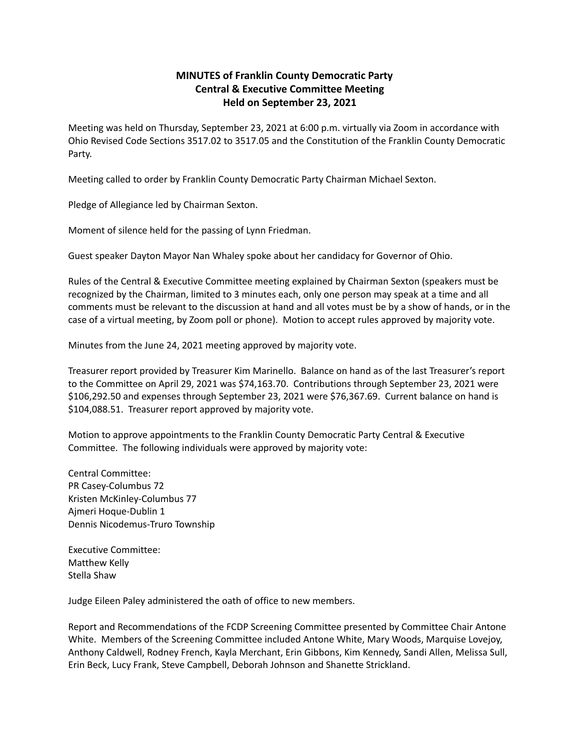# MINUTES of Franklin County Democratic Party Central & Executive Committee Meeting Held on September 23, 2021

Meeting was held on Thursday, September 23, 2021 at 6:00 p.m. virtually via Zoom in accordance with Ohio Revised Code Sections 3517.02 to 3517.05 and the Constitution of the Franklin County Democratic Party.

Meeting called to order by Franklin County Democratic Party Chairman Michael Sexton.

Pledge of Allegiance led by Chairman Sexton.

Moment of silence held for the passing of Lynn Friedman.

Guest speaker Dayton Mayor Nan Whaley spoke about her candidacy for Governor of Ohio.

Rules of the Central & Executive Committee meeting explained by Chairman Sexton (speakers must be recognized by the Chairman, limited to 3 minutes each, only one person may speak at a time and all comments must be relevant to the discussion at hand and all votes must be by a show of hands, or in the case of a virtual meeting, by Zoom poll or phone). Motion to accept rules approved by majority vote.

Minutes from the June 24, 2021 meeting approved by majority vote.

Treasurer report provided by Treasurer Kim Marinello. Balance on hand as of the last Treasurer's report to the Committee on April 29, 2021 was $74,163.70. Contributions through September 23, 2021 were $106,292.50 and expenses through September 23, 2021 were $76,367.69. Current balance on hand is $104,088.51. Treasurer report approved by majority vote.

Motion to approve appointments to the Franklin County Democratic Party Central & Executive Committee. The following individuals were approved by majority vote:

Central Committee:
PR Casey-Columbus 72
Kristen McKinley-Columbus 77
Ajmeri Hoque-Dublin 1
Dennis Nicodemus-Truro Township

Executive Committee:
Matthew Kelly
Stella Shaw

Judge Eileen Paley administered the oath of office to new members.

Report and Recommendations of the FCDP Screening Committee presented by Committee Chair Antone White. Members of the Screening Committee included Antone White, Mary Woods, Marquise Lovejoy, Anthony Caldwell, Rodney French, Kayla Merchant, Erin Gibbons, Kim Kennedy, Sandi Allen, Melissa Sull, Erin Beck, Lucy Frank, Steve Campbell, Deborah Johnson and Shanette Strickland.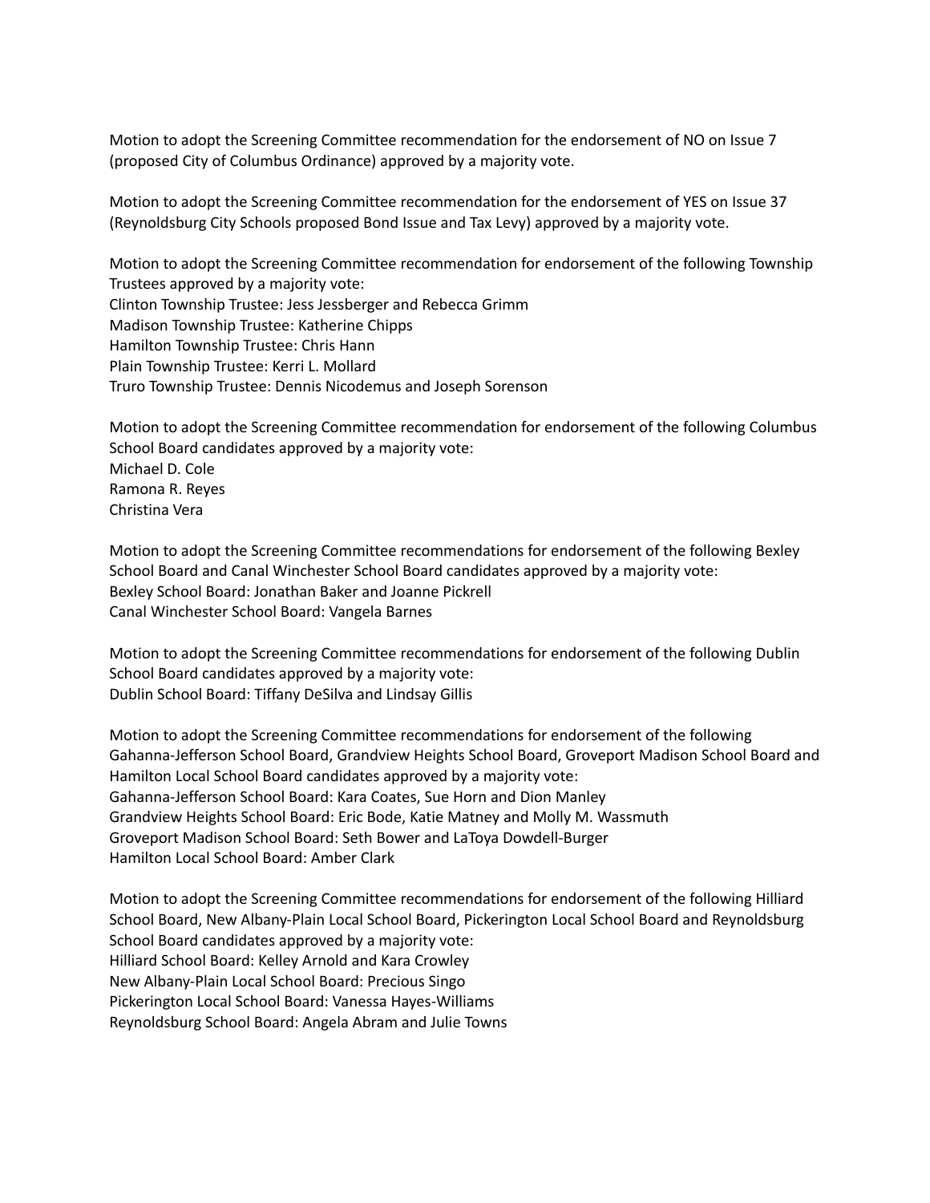Motion to adopt the Screening Committee recommendation for the endorsement of NO on Issue 7 (proposed City of Columbus Ordinance) approved by a majority vote.

Motion to adopt the Screening Committee recommendation for the endorsement of YES on Issue 37 (Reynoldsburg City Schools proposed Bond Issue and Tax Levy) approved by a majority vote.

Motion to adopt the Screening Committee recommendation for endorsement of the following Township Trustees approved by a majority vote:
Clinton Township Trustee: Jess Jessberger and Rebecca Grimm
Madison Township Trustee: Katherine Chipps
Hamilton Township Trustee: Chris Hann
Plain Township Trustee: Kerri L. Mollard
Truro Township Trustee: Dennis Nicodemus and Joseph Sorenson

Motion to adopt the Screening Committee recommendation for endorsement of the following Columbus School Board candidates approved by a majority vote:
Michael D. Cole
Ramona R. Reyes
Christina Vera

Motion to adopt the Screening Committee recommendations for endorsement of the following Bexley School Board and Canal Winchester School Board candidates approved by a majority vote:
Bexley School Board: Jonathan Baker and Joanne Pickrell
Canal Winchester School Board: Vangela Barnes

Motion to adopt the Screening Committee recommendations for endorsement of the following Dublin School Board candidates approved by a majority vote:
Dublin School Board: Tiffany DeSilva and Lindsay Gillis

Motion to adopt the Screening Committee recommendations for endorsement of the following Gahanna-Jefferson School Board, Grandview Heights School Board, Groveport Madison School Board and Hamilton Local School Board candidates approved by a majority vote:
Gahanna-Jefferson School Board: Kara Coates, Sue Horn and Dion Manley
Grandview Heights School Board: Eric Bode, Katie Matney and Molly M. Wassmuth
Groveport Madison School Board: Seth Bower and LaToya Dowdell-Burger
Hamilton Local School Board: Amber Clark

Motion to adopt the Screening Committee recommendations for endorsement of the following Hilliard School Board, New Albany-Plain Local School Board, Pickerington Local School Board and Reynoldsburg School Board candidates approved by a majority vote:
Hilliard School Board: Kelley Arnold and Kara Crowley
New Albany-Plain Local School Board: Precious Singo
Pickerington Local School Board: Vanessa Hayes-Williams
Reynoldsburg School Board: Angela Abram and Julie Towns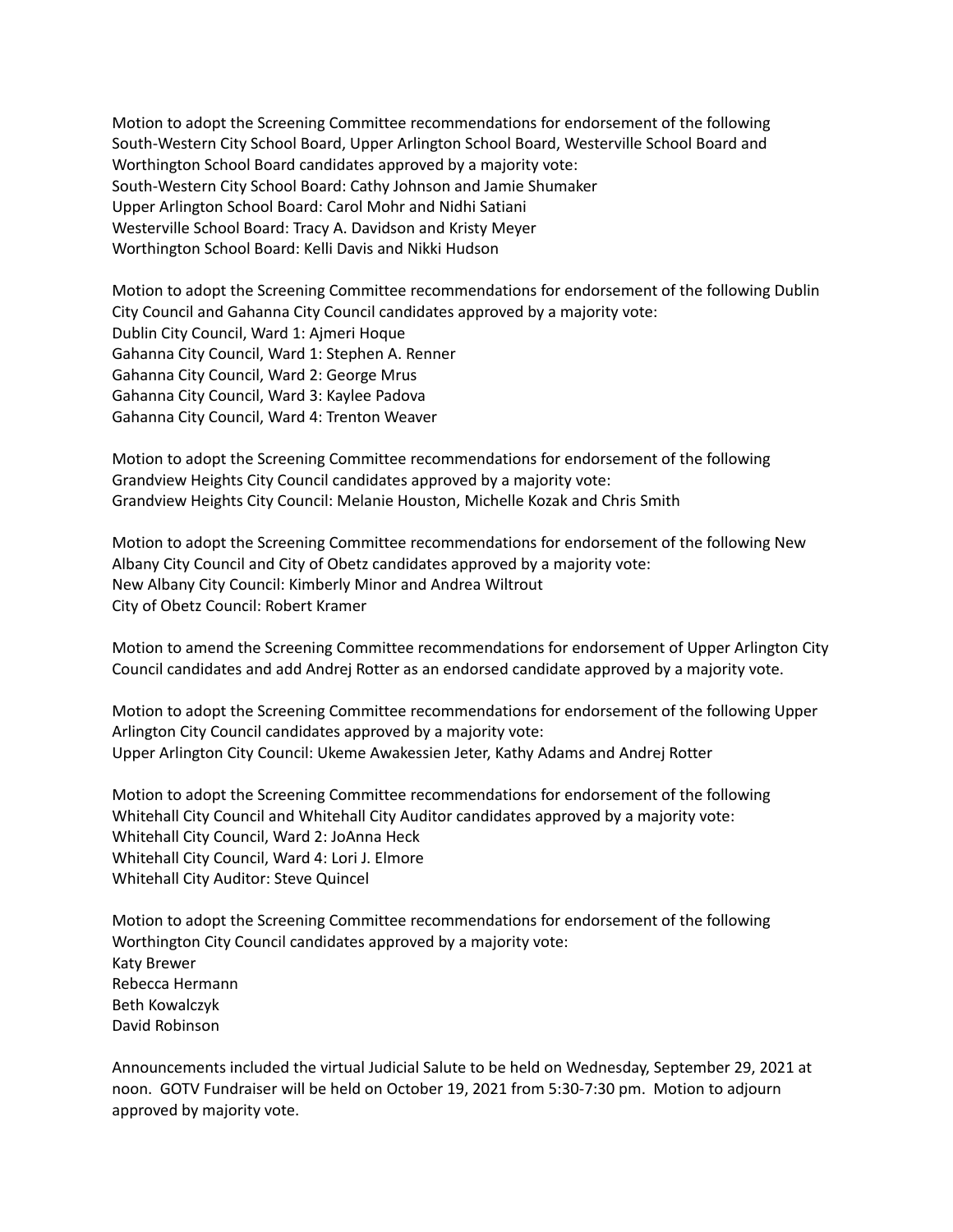Motion to adopt the Screening Committee recommendations for endorsement of the following South-Western City School Board, Upper Arlington School Board, Westerville School Board and Worthington School Board candidates approved by a majority vote:
South-Western City School Board: Cathy Johnson and Jamie Shumaker
Upper Arlington School Board: Carol Mohr and Nidhi Satiani
Westerville School Board: Tracy A. Davidson and Kristy Meyer
Worthington School Board: Kelli Davis and Nikki Hudson

Motion to adopt the Screening Committee recommendations for endorsement of the following Dublin City Council and Gahanna City Council candidates approved by a majority vote:
Dublin City Council, Ward 1: Ajmeri Hoque
Gahanna City Council, Ward 1: Stephen A. Renner
Gahanna City Council, Ward 2: George Mrus
Gahanna City Council, Ward 3: Kaylee Padova
Gahanna City Council, Ward 4: Trenton Weaver

Motion to adopt the Screening Committee recommendations for endorsement of the following Grandview Heights City Council candidates approved by a majority vote:
Grandview Heights City Council: Melanie Houston, Michelle Kozak and Chris Smith

Motion to adopt the Screening Committee recommendations for endorsement of the following New Albany City Council and City of Obetz candidates approved by a majority vote:
New Albany City Council: Kimberly Minor and Andrea Wiltrout
City of Obetz Council: Robert Kramer

Motion to amend the Screening Committee recommendations for endorsement of Upper Arlington City Council candidates and add Andrej Rotter as an endorsed candidate approved by a majority vote.

Motion to adopt the Screening Committee recommendations for endorsement of the following Upper Arlington City Council candidates approved by a majority vote:
Upper Arlington City Council: Ukeme Awakessien Jeter, Kathy Adams and Andrej Rotter

Motion to adopt the Screening Committee recommendations for endorsement of the following Whitehall City Council and Whitehall City Auditor candidates approved by a majority vote:
Whitehall City Council, Ward 2: JoAnna Heck
Whitehall City Council, Ward 4: Lori J. Elmore
Whitehall City Auditor: Steve Quincel

Motion to adopt the Screening Committee recommendations for endorsement of the following Worthington City Council candidates approved by a majority vote:
Katy Brewer
Rebecca Hermann
Beth Kowalczyk
David Robinson

Announcements included the virtual Judicial Salute to be held on Wednesday, September 29, 2021 at noon. GOTV Fundraiser will be held on October 19, 2021 from 5:30-7:30 pm. Motion to adjourn approved by majority vote.